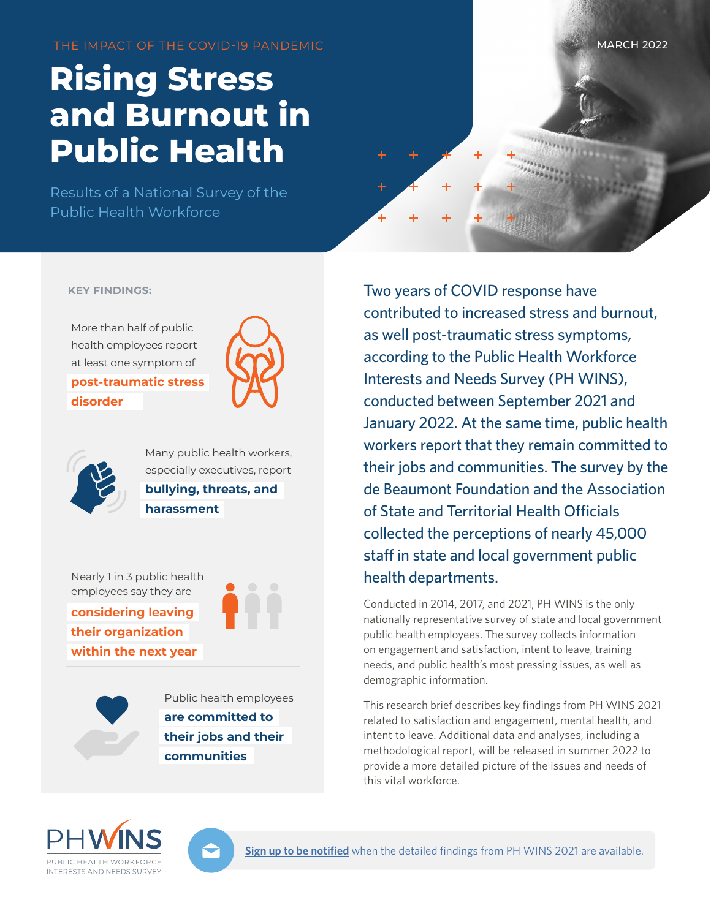THE IMPACT OF THE COVID-19 PANDEMIC

MARCH 2022

# Rising Stress and Burnout in Public Health

## Results of a National Survey of the Public Health Workforce

**KEY FINDINGS:**

More than half of public health employees report at least one symptom of **post-traumatic stress disorder**

Many public health workers, especially executives, report **bullying, threats, and harassment**

Nearly 1 in 3 public health employees say they are **considering leaving their organization within the next year**

Public health employees **are committed to their jobs and their communities**

Two years of COVID response have contributed to increased stress and burnout, as well post-traumatic stress symptoms, according to the Public Health Workforce Interests and Needs Survey (PH WINS), conducted between September 2021 and January 2022. At the same time, public health workers report that they remain committed to their jobs and communities. The survey by the de Beaumont Foundation and the Association of State and Territorial Health Officials collected the perceptions of nearly 45,000 staff in state and local government public health departments.

Conducted in 2014, 2017, and 2021, PH WINS is the only nationally representative survey of state and local government public health employees. The survey collects information on engagement and satisfaction, intent to leave, training needs, and public health's most pressing issues, as well as demographic information.

This research brief describes key findings from PH WINS 2021 related to satisfaction and engagement, mental health, and intent to leave. Additional data and analyses, including a methodological report, will be released in summer 2022 to provide a more detailed picture of the issues and needs of this vital workforce.

PHWINS
PUBLIC HEALTH WORKFORCE INTERESTS AND NEEDS SURVEY

**Sign up to be notified** when the detailed findings from PH WINS 2021 are available.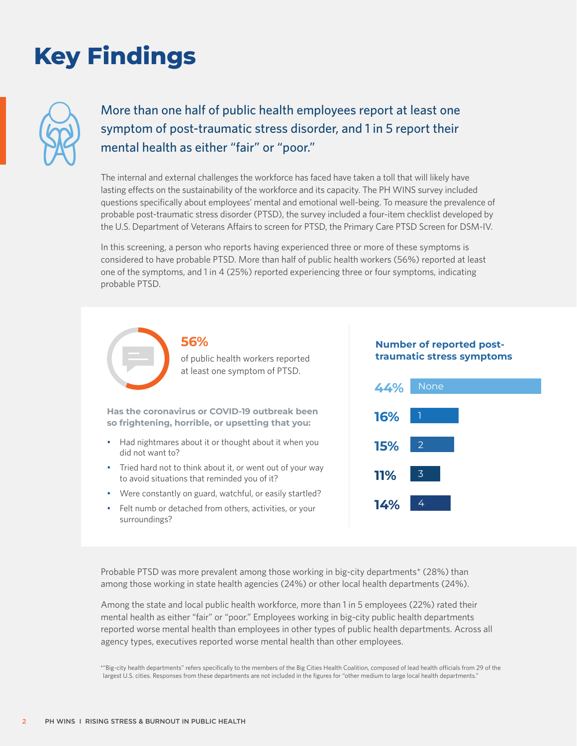# Key Findings

## More than one half of public health employees report at least one symptom of post-traumatic stress disorder, and 1 in 5 report their mental health as either "fair" or "poor."

The internal and external challenges the workforce has faced have taken a toll that will likely have lasting effects on the sustainability of the workforce and its capacity. The PH WINS survey included questions specifically about employees' mental and emotional well-being. To measure the prevalence of probable post-traumatic stress disorder (PTSD), the survey included a four-item checklist developed by the U.S. Department of Veterans Affairs to screen for PTSD, the Primary Care PTSD Screen for DSM-IV.

In this screening, a person who reports having experienced three or more of these symptoms is considered to have probable PTSD. More than half of public health workers (56%) reported at least one of the symptoms, and 1 in 4 (25%) reported experiencing three or four symptoms, indicating probable PTSD.

**56%** of public health workers reported at least one symptom of PTSD.

**Has the coronavirus or COVID-19 outbreak been so frightening, horrible, or upsetting that you:**

- Had nightmares about it or thought about it when you did not want to?
- Tried hard not to think about it, or went out of your way to avoid situations that reminded you of it?
- Were constantly on guard, watchful, or easily startled?
- Felt numb or detached from others, activities, or your surroundings?

**Number of reported post-traumatic stress symptoms**

| Percent | Number of symptoms |
|---|---|
| 44% | None |
| 16% | 1 |
| 15% | 2 |
| 11% | 3 |
| 14% | 4 |

Probable PTSD was more prevalent among those working in big-city departments* (28%) than among those working in state health agencies (24%) or other local health departments (24%).

Among the state and local public health workforce, more than 1 in 5 employees (22%) rated their mental health as either "fair" or "poor." Employees working in big-city public health departments reported worse mental health than employees in other types of public health departments. Across all agency types, executives reported worse mental health than other employees.

*"Big-city health departments" refers specifically to the members of the Big Cities Health Coalition, composed of lead health officials from 29 of the largest U.S. cities. Responses from these departments are not included in the figures for "other medium to large local health departments."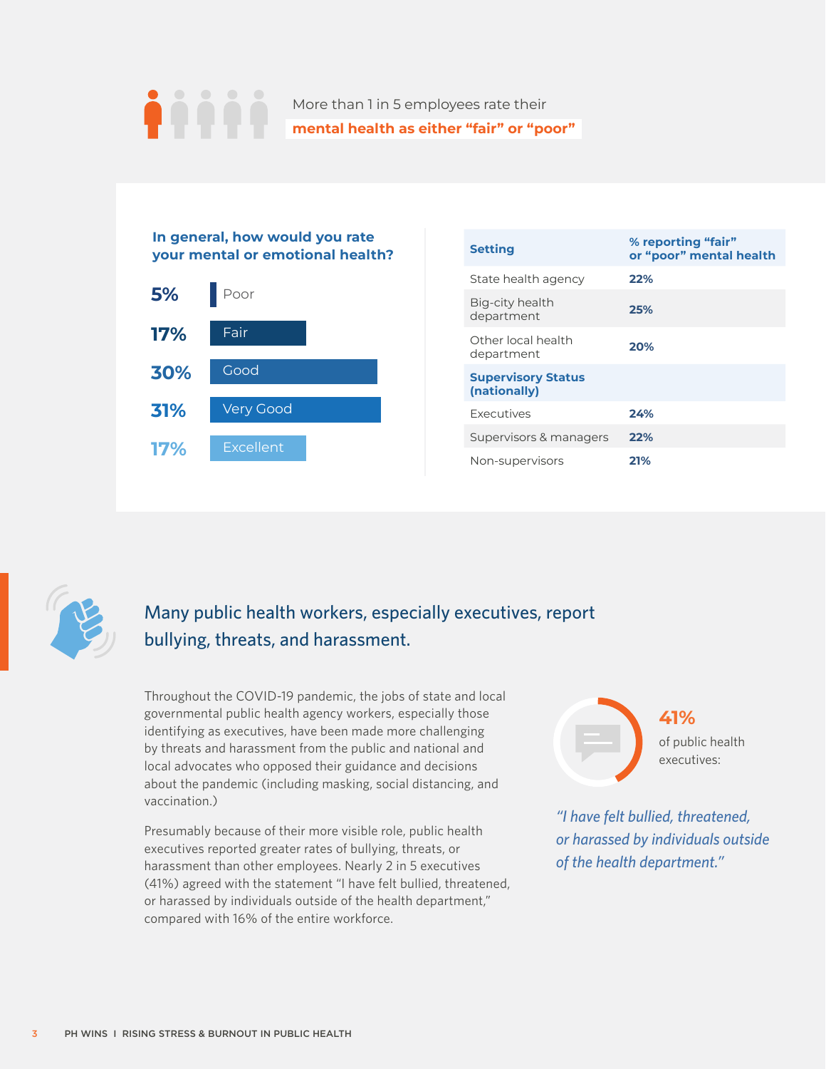More than 1 in 5 employees rate their **mental health as either "fair" or "poor"**

**In general, how would you rate your mental or emotional health?**

| Rating | Percentage |
|---|---|
| Poor | 5% |
| Fair | 17% |
| Good | 30% |
| Very Good | 31% |
| Excellent | 17% |

| Setting | % reporting "fair" or "poor" mental health |
|---|---|
| State health agency | 22% |
| Big-city health department | 25% |
| Other local health department | 20% |
| **Supervisory Status (nationally)** | |
| Executives | 24% |
| Supervisors & managers | 22% |
| Non-supervisors | 21% |

## Many public health workers, especially executives, report bullying, threats, and harassment.

Throughout the COVID-19 pandemic, the jobs of state and local governmental public health agency workers, especially those identifying as executives, have been made more challenging by threats and harassment from the public and national and local advocates who opposed their guidance and decisions about the pandemic (including masking, social distancing, and vaccination.)

Presumably because of their more visible role, public health executives reported greater rates of bullying, threats, or harassment than other employees. Nearly 2 in 5 executives (41%) agreed with the statement "I have felt bullied, threatened, or harassed by individuals outside of the health department," compared with 16% of the entire workforce.

**41%** of public health executives:

*"I have felt bullied, threatened, or harassed by individuals outside of the health department."*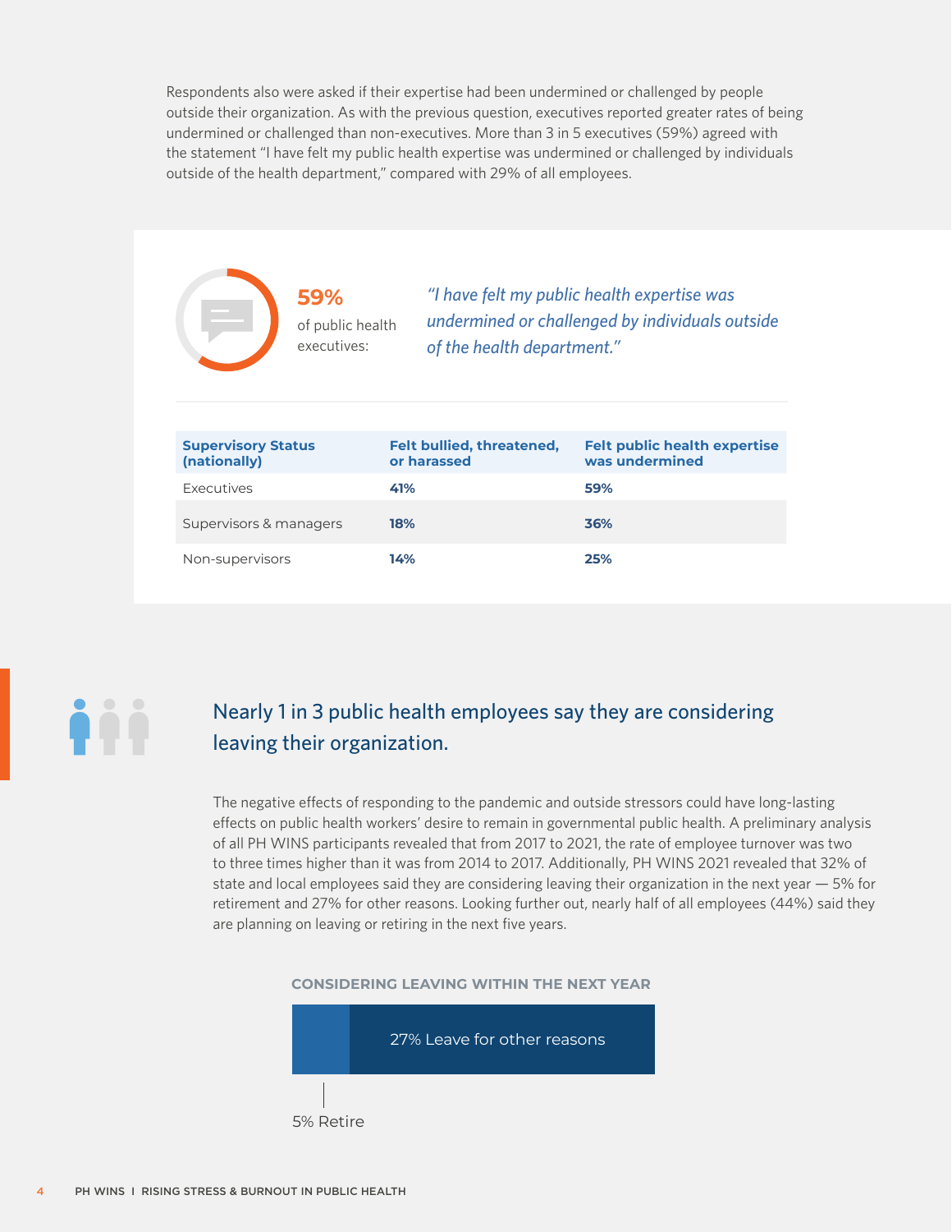Respondents also were asked if their expertise had been undermined or challenged by people outside their organization. As with the previous question, executives reported greater rates of being undermined or challenged than non-executives. More than 3 in 5 executives (59%) agreed with the statement "I have felt my public health expertise was undermined or challenged by individuals outside of the health department," compared with 29% of all employees.

**59%** of public health executives:

*"I have felt my public health expertise was undermined or challenged by individuals outside of the health department."*

| Supervisory Status (nationally) | Felt bullied, threatened, or harassed | Felt public health expertise was undermined |
|---|---|---|
| Executives | **41%** | **59%** |
| Supervisors & managers | **18%** | **36%** |
| Non-supervisors | **14%** | **25%** |

## Nearly 1 in 3 public health employees say they are considering leaving their organization.

The negative effects of responding to the pandemic and outside stressors could have long-lasting effects on public health workers' desire to remain in governmental public health. A preliminary analysis of all PH WINS participants revealed that from 2017 to 2021, the rate of employee turnover was two to three times higher than it was from 2014 to 2017. Additionally, PH WINS 2021 revealed that 32% of state and local employees said they are considering leaving their organization in the next year — 5% for retirement and 27% for other reasons. Looking further out, nearly half of all employees (44%) said they are planning on leaving or retiring in the next five years.

**CONSIDERING LEAVING WITHIN THE NEXT YEAR**

27% Leave for other reasons

5% Retire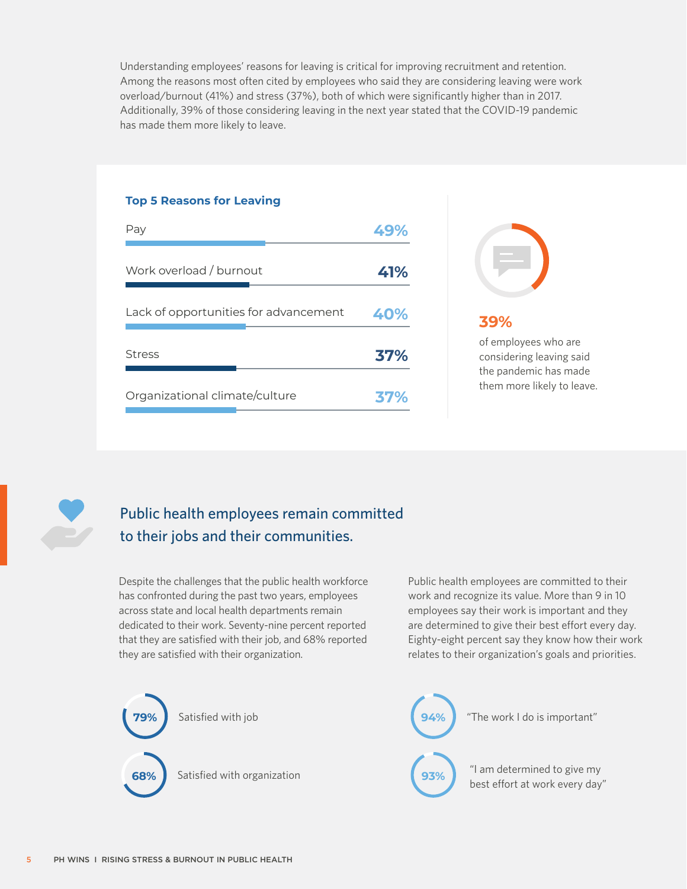Understanding employees' reasons for leaving is critical for improving recruitment and retention. Among the reasons most often cited by employees who said they are considering leaving were work overload/burnout (41%) and stress (37%), both of which were significantly higher than in 2017. Additionally, 39% of those considering leaving in the next year stated that the COVID-19 pandemic has made them more likely to leave.

### Top 5 Reasons for Leaving

| Reason | Percent |
| --- | --- |
| Pay | 49% |
| Work overload / burnout | 41% |
| Lack of opportunities for advancement | 40% |
| Stress | 37% |
| Organizational climate/culture | 37% |

**39%** of employees who are considering leaving said the pandemic has made them more likely to leave.

## Public health employees remain committed to their jobs and their communities.

Despite the challenges that the public health workforce has confronted during the past two years, employees across state and local health departments remain dedicated to their work. Seventy-nine percent reported that they are satisfied with their job, and 68% reported they are satisfied with their organization.

Public health employees are committed to their work and recognize its value. More than 9 in 10 employees say their work is important and they are determined to give their best effort every day. Eighty-eight percent say they know how their work relates to their organization's goals and priorities.

- **79%** Satisfied with job
- **68%** Satisfied with organization
- **94%** "The work I do is important"
- **93%** "I am determined to give my best effort at work every day"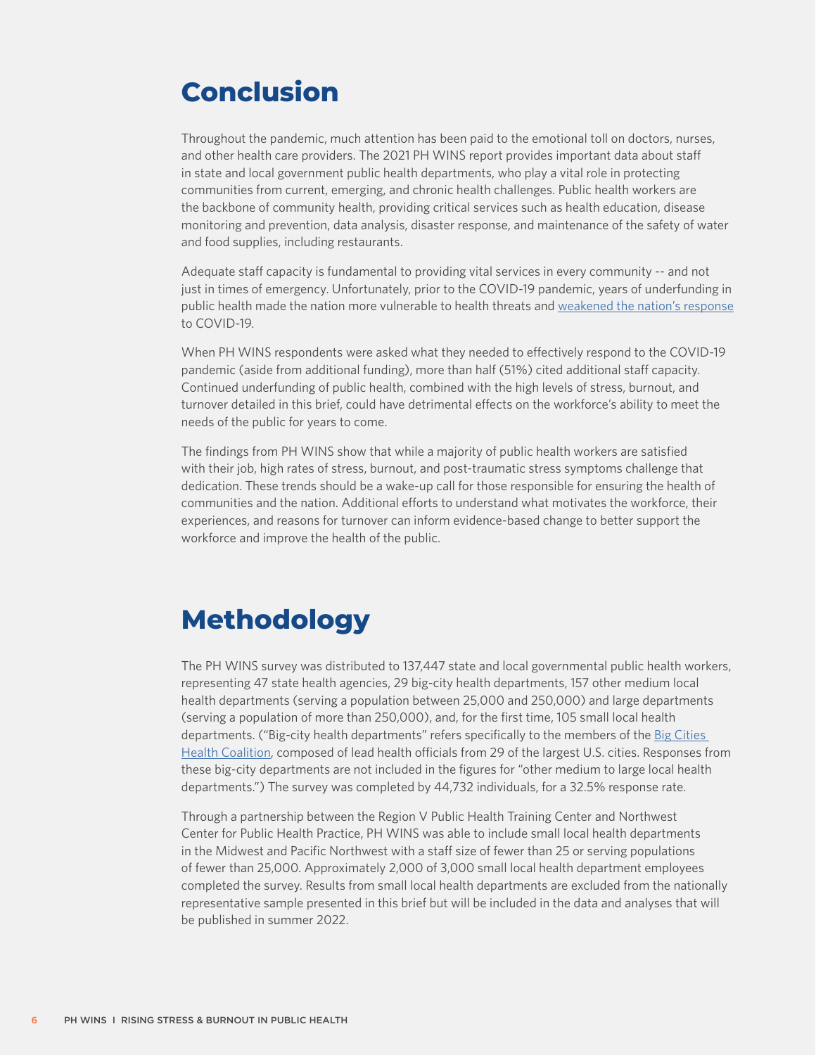# Conclusion

Throughout the pandemic, much attention has been paid to the emotional toll on doctors, nurses, and other health care providers. The 2021 PH WINS report provides important data about staff in state and local government public health departments, who play a vital role in protecting communities from current, emerging, and chronic health challenges. Public health workers are the backbone of community health, providing critical services such as health education, disease monitoring and prevention, data analysis, disaster response, and maintenance of the safety of water and food supplies, including restaurants.

Adequate staff capacity is fundamental to providing vital services in every community -- and not just in times of emergency. Unfortunately, prior to the COVID-19 pandemic, years of underfunding in public health made the nation more vulnerable to health threats and weakened the nation's response to COVID-19.

When PH WINS respondents were asked what they needed to effectively respond to the COVID-19 pandemic (aside from additional funding), more than half (51%) cited additional staff capacity. Continued underfunding of public health, combined with the high levels of stress, burnout, and turnover detailed in this brief, could have detrimental effects on the workforce's ability to meet the needs of the public for years to come.

The findings from PH WINS show that while a majority of public health workers are satisfied with their job, high rates of stress, burnout, and post-traumatic stress symptoms challenge that dedication. These trends should be a wake-up call for those responsible for ensuring the health of communities and the nation. Additional efforts to understand what motivates the workforce, their experiences, and reasons for turnover can inform evidence-based change to better support the workforce and improve the health of the public.

# Methodology

The PH WINS survey was distributed to 137,447 state and local governmental public health workers, representing 47 state health agencies, 29 big-city health departments, 157 other medium local health departments (serving a population between 25,000 and 250,000) and large departments (serving a population of more than 250,000), and, for the first time, 105 small local health departments. ("Big-city health departments" refers specifically to the members of the Big Cities Health Coalition, composed of lead health officials from 29 of the largest U.S. cities. Responses from these big-city departments are not included in the figures for "other medium to large local health departments.") The survey was completed by 44,732 individuals, for a 32.5% response rate.

Through a partnership between the Region V Public Health Training Center and Northwest Center for Public Health Practice, PH WINS was able to include small local health departments in the Midwest and Pacific Northwest with a staff size of fewer than 25 or serving populations of fewer than 25,000. Approximately 2,000 of 3,000 small local health department employees completed the survey. Results from small local health departments are excluded from the nationally representative sample presented in this brief but will be included in the data and analyses that will be published in summer 2022.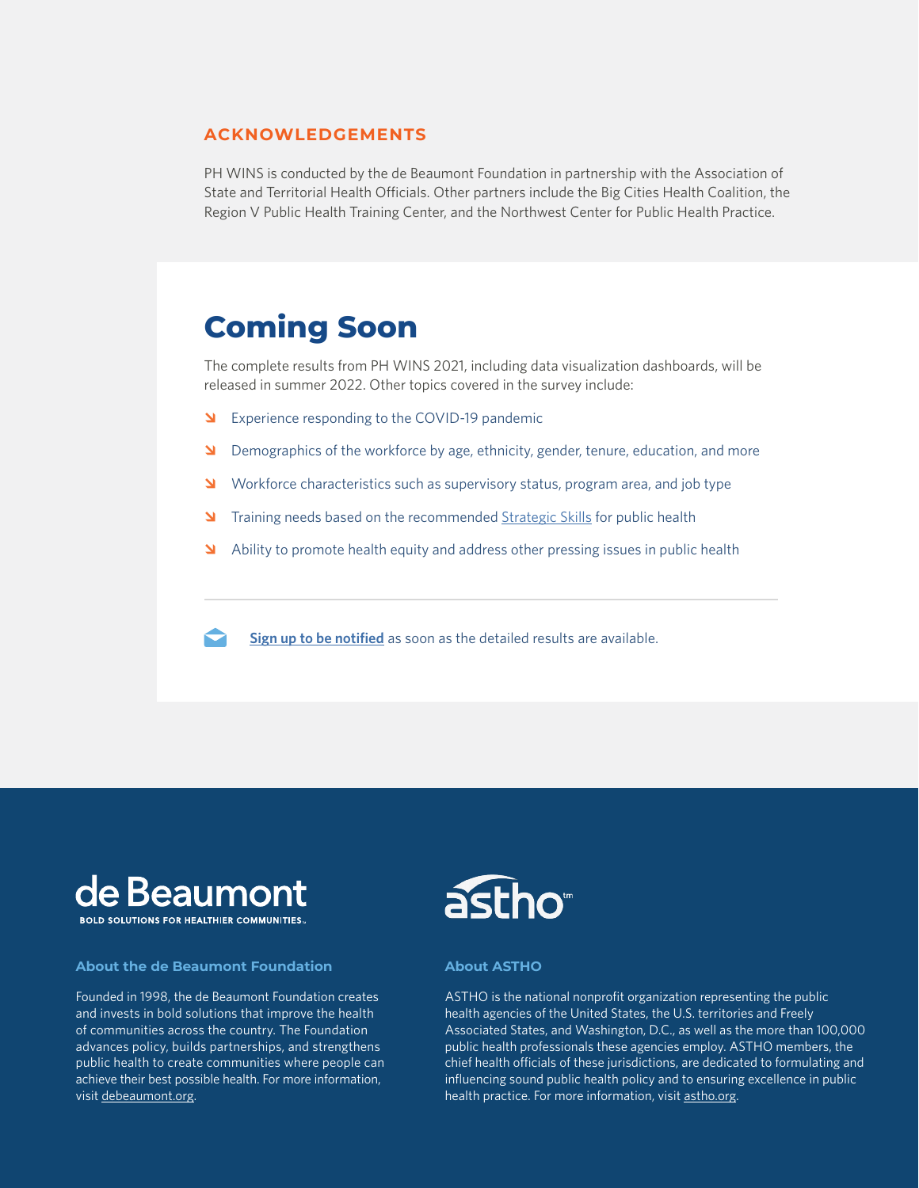## ACKNOWLEDGEMENTS

PH WINS is conducted by the de Beaumont Foundation in partnership with the Association of State and Territorial Health Officials. Other partners include the Big Cities Health Coalition, the Region V Public Health Training Center, and the Northwest Center for Public Health Practice.

# Coming Soon

The complete results from PH WINS 2021, including data visualization dashboards, will be released in summer 2022. Other topics covered in the survey include:

- Experience responding to the COVID-19 pandemic
- Demographics of the workforce by age, ethnicity, gender, tenure, education, and more
- Workforce characteristics such as supervisory status, program area, and job type
- Training needs based on the recommended Strategic Skills for public health
- Ability to promote health equity and address other pressing issues in public health

---

**Sign up to be notified** as soon as the detailed results are available.

de Beaumont
BOLD SOLUTIONS FOR HEALTHIER COMMUNITIES

### About the de Beaumont Foundation

Founded in 1998, the de Beaumont Foundation creates and invests in bold solutions that improve the health of communities across the country. The Foundation advances policy, builds partnerships, and strengthens public health to create communities where people can achieve their best possible health. For more information, visit debeaumont.org.

astho

### About ASTHO

ASTHO is the national nonprofit organization representing the public health agencies of the United States, the U.S. territories and Freely Associated States, and Washington, D.C., as well as the more than 100,000 public health professionals these agencies employ. ASTHO members, the chief health officials of these jurisdictions, are dedicated to formulating and influencing sound public health policy and to ensuring excellence in public health practice. For more information, visit astho.org.